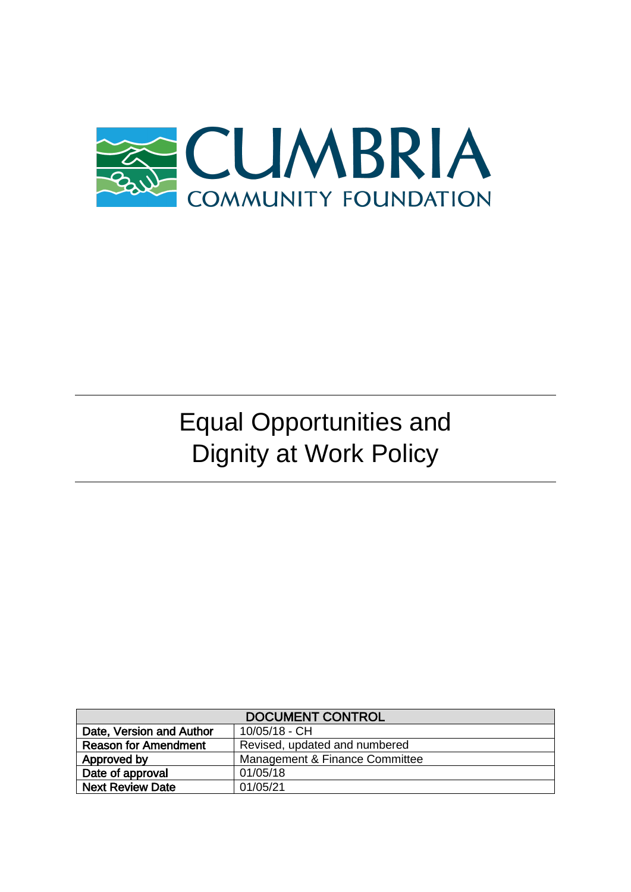CUMBRIA
COMMUNITY FOUNDATION

# Equal Opportunities and Dignity at Work Policy

| DOCUMENT CONTROL | |
|---|---|
| **Date, Version and Author** | 10/05/18 - CH |
| **Reason for Amendment** | Revised, updated and numbered |
| **Approved by** | Management & Finance Committee |
| **Date of approval** | 01/05/18 |
| **Next Review Date** | 01/05/21 |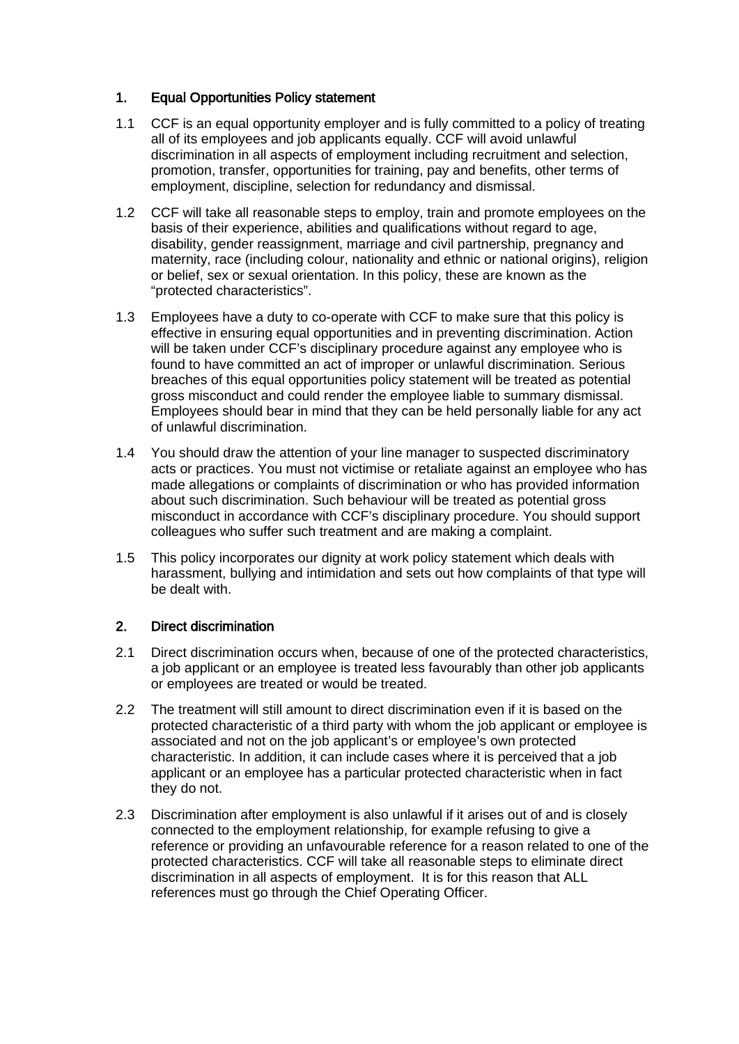## 1. Equal Opportunities Policy statement

1.1 CCF is an equal opportunity employer and is fully committed to a policy of treating all of its employees and job applicants equally. CCF will avoid unlawful discrimination in all aspects of employment including recruitment and selection, promotion, transfer, opportunities for training, pay and benefits, other terms of employment, discipline, selection for redundancy and dismissal.

1.2 CCF will take all reasonable steps to employ, train and promote employees on the basis of their experience, abilities and qualifications without regard to age, disability, gender reassignment, marriage and civil partnership, pregnancy and maternity, race (including colour, nationality and ethnic or national origins), religion or belief, sex or sexual orientation. In this policy, these are known as the "protected characteristics".

1.3 Employees have a duty to co-operate with CCF to make sure that this policy is effective in ensuring equal opportunities and in preventing discrimination. Action will be taken under CCF's disciplinary procedure against any employee who is found to have committed an act of improper or unlawful discrimination. Serious breaches of this equal opportunities policy statement will be treated as potential gross misconduct and could render the employee liable to summary dismissal. Employees should bear in mind that they can be held personally liable for any act of unlawful discrimination.

1.4 You should draw the attention of your line manager to suspected discriminatory acts or practices. You must not victimise or retaliate against an employee who has made allegations or complaints of discrimination or who has provided information about such discrimination. Such behaviour will be treated as potential gross misconduct in accordance with CCF's disciplinary procedure. You should support colleagues who suffer such treatment and are making a complaint.

1.5 This policy incorporates our dignity at work policy statement which deals with harassment, bullying and intimidation and sets out how complaints of that type will be dealt with.

## 2. Direct discrimination

2.1 Direct discrimination occurs when, because of one of the protected characteristics, a job applicant or an employee is treated less favourably than other job applicants or employees are treated or would be treated.

2.2 The treatment will still amount to direct discrimination even if it is based on the protected characteristic of a third party with whom the job applicant or employee is associated and not on the job applicant's or employee's own protected characteristic. In addition, it can include cases where it is perceived that a job applicant or an employee has a particular protected characteristic when in fact they do not.

2.3 Discrimination after employment is also unlawful if it arises out of and is closely connected to the employment relationship, for example refusing to give a reference or providing an unfavourable reference for a reason related to one of the protected characteristics. CCF will take all reasonable steps to eliminate direct discrimination in all aspects of employment. It is for this reason that ALL references must go through the Chief Operating Officer.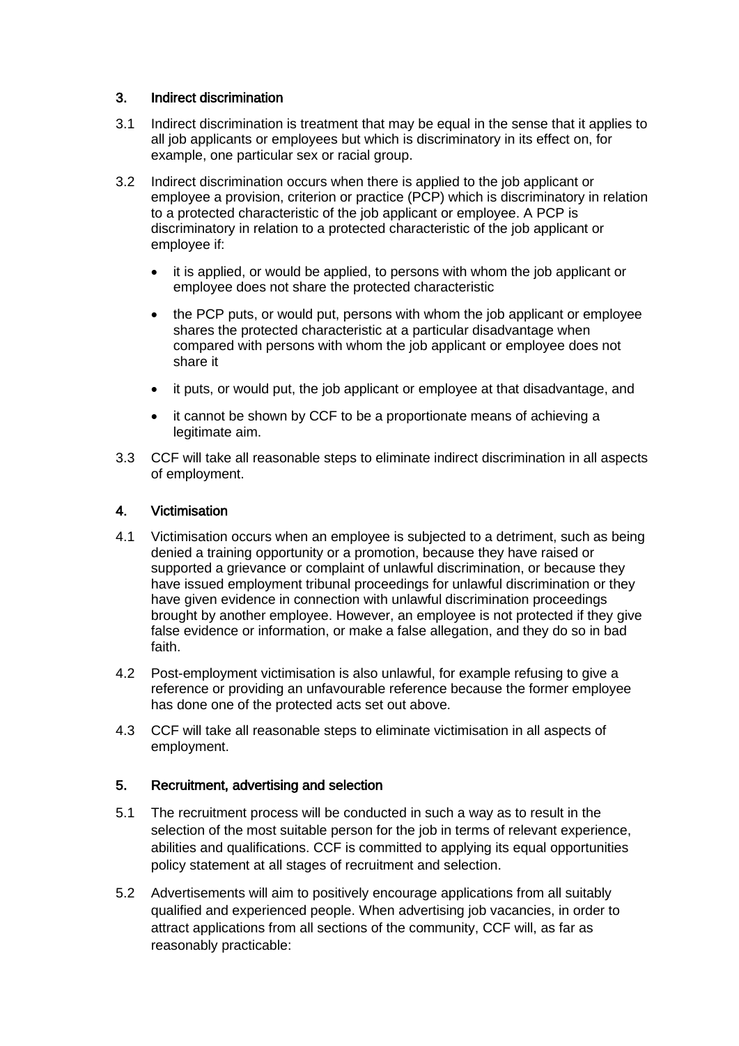## 3. Indirect discrimination

3.1 Indirect discrimination is treatment that may be equal in the sense that it applies to all job applicants or employees but which is discriminatory in its effect on, for example, one particular sex or racial group.

3.2 Indirect discrimination occurs when there is applied to the job applicant or employee a provision, criterion or practice (PCP) which is discriminatory in relation to a protected characteristic of the job applicant or employee. A PCP is discriminatory in relation to a protected characteristic of the job applicant or employee if:

- it is applied, or would be applied, to persons with whom the job applicant or employee does not share the protected characteristic
- the PCP puts, or would put, persons with whom the job applicant or employee shares the protected characteristic at a particular disadvantage when compared with persons with whom the job applicant or employee does not share it
- it puts, or would put, the job applicant or employee at that disadvantage, and
- it cannot be shown by CCF to be a proportionate means of achieving a legitimate aim.

3.3 CCF will take all reasonable steps to eliminate indirect discrimination in all aspects of employment.

## 4. Victimisation

4.1 Victimisation occurs when an employee is subjected to a detriment, such as being denied a training opportunity or a promotion, because they have raised or supported a grievance or complaint of unlawful discrimination, or because they have issued employment tribunal proceedings for unlawful discrimination or they have given evidence in connection with unlawful discrimination proceedings brought by another employee. However, an employee is not protected if they give false evidence or information, or make a false allegation, and they do so in bad faith.

4.2 Post-employment victimisation is also unlawful, for example refusing to give a reference or providing an unfavourable reference because the former employee has done one of the protected acts set out above.

4.3 CCF will take all reasonable steps to eliminate victimisation in all aspects of employment.

## 5. Recruitment, advertising and selection

5.1 The recruitment process will be conducted in such a way as to result in the selection of the most suitable person for the job in terms of relevant experience, abilities and qualifications. CCF is committed to applying its equal opportunities policy statement at all stages of recruitment and selection.

5.2 Advertisements will aim to positively encourage applications from all suitably qualified and experienced people. When advertising job vacancies, in order to attract applications from all sections of the community, CCF will, as far as reasonably practicable: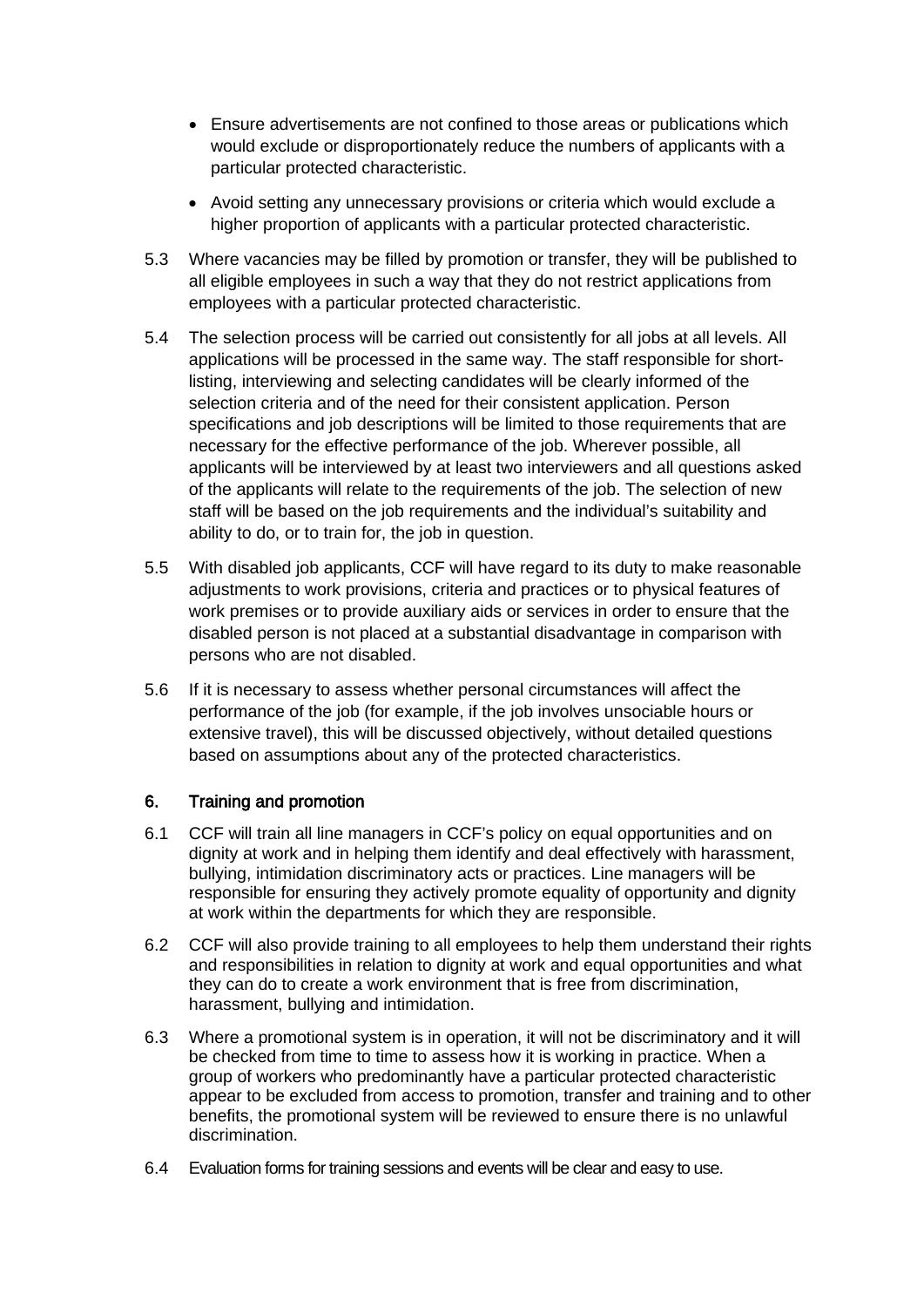- Ensure advertisements are not confined to those areas or publications which would exclude or disproportionately reduce the numbers of applicants with a particular protected characteristic.
- Avoid setting any unnecessary provisions or criteria which would exclude a higher proportion of applicants with a particular protected characteristic.

5.3 Where vacancies may be filled by promotion or transfer, they will be published to all eligible employees in such a way that they do not restrict applications from employees with a particular protected characteristic.

5.4 The selection process will be carried out consistently for all jobs at all levels. All applications will be processed in the same way. The staff responsible for short-listing, interviewing and selecting candidates will be clearly informed of the selection criteria and of the need for their consistent application. Person specifications and job descriptions will be limited to those requirements that are necessary for the effective performance of the job. Wherever possible, all applicants will be interviewed by at least two interviewers and all questions asked of the applicants will relate to the requirements of the job. The selection of new staff will be based on the job requirements and the individual's suitability and ability to do, or to train for, the job in question.

5.5 With disabled job applicants, CCF will have regard to its duty to make reasonable adjustments to work provisions, criteria and practices or to physical features of work premises or to provide auxiliary aids or services in order to ensure that the disabled person is not placed at a substantial disadvantage in comparison with persons who are not disabled.

5.6 If it is necessary to assess whether personal circumstances will affect the performance of the job (for example, if the job involves unsociable hours or extensive travel), this will be discussed objectively, without detailed questions based on assumptions about any of the protected characteristics.

## 6. Training and promotion

6.1 CCF will train all line managers in CCF's policy on equal opportunities and on dignity at work and in helping them identify and deal effectively with harassment, bullying, intimidation discriminatory acts or practices. Line managers will be responsible for ensuring they actively promote equality of opportunity and dignity at work within the departments for which they are responsible.

6.2 CCF will also provide training to all employees to help them understand their rights and responsibilities in relation to dignity at work and equal opportunities and what they can do to create a work environment that is free from discrimination, harassment, bullying and intimidation.

6.3 Where a promotional system is in operation, it will not be discriminatory and it will be checked from time to time to assess how it is working in practice. When a group of workers who predominantly have a particular protected characteristic appear to be excluded from access to promotion, transfer and training and to other benefits, the promotional system will be reviewed to ensure there is no unlawful discrimination.

6.4 Evaluation forms for training sessions and events will be clear and easy to use.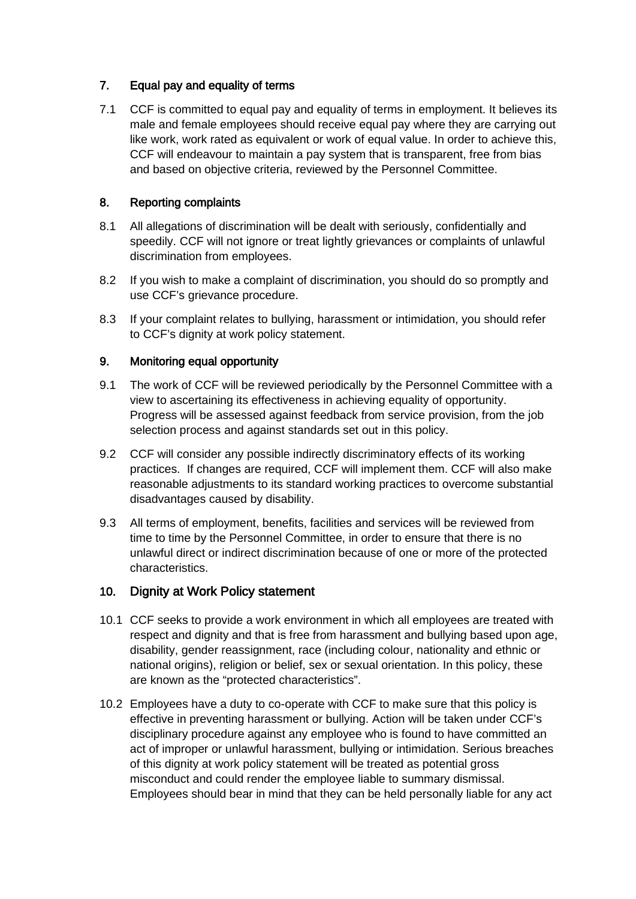## 7. Equal pay and equality of terms

7.1 CCF is committed to equal pay and equality of terms in employment. It believes its male and female employees should receive equal pay where they are carrying out like work, work rated as equivalent or work of equal value. In order to achieve this, CCF will endeavour to maintain a pay system that is transparent, free from bias and based on objective criteria, reviewed by the Personnel Committee.

## 8. Reporting complaints

8.1 All allegations of discrimination will be dealt with seriously, confidentially and speedily. CCF will not ignore or treat lightly grievances or complaints of unlawful discrimination from employees.

8.2 If you wish to make a complaint of discrimination, you should do so promptly and use CCF's grievance procedure.

8.3 If your complaint relates to bullying, harassment or intimidation, you should refer to CCF's dignity at work policy statement.

## 9. Monitoring equal opportunity

9.1 The work of CCF will be reviewed periodically by the Personnel Committee with a view to ascertaining its effectiveness in achieving equality of opportunity. Progress will be assessed against feedback from service provision, from the job selection process and against standards set out in this policy.

9.2 CCF will consider any possible indirectly discriminatory effects of its working practices. If changes are required, CCF will implement them. CCF will also make reasonable adjustments to its standard working practices to overcome substantial disadvantages caused by disability.

9.3 All terms of employment, benefits, facilities and services will be reviewed from time to time by the Personnel Committee, in order to ensure that there is no unlawful direct or indirect discrimination because of one or more of the protected characteristics.

## 10. Dignity at Work Policy statement

10.1 CCF seeks to provide a work environment in which all employees are treated with respect and dignity and that is free from harassment and bullying based upon age, disability, gender reassignment, race (including colour, nationality and ethnic or national origins), religion or belief, sex or sexual orientation. In this policy, these are known as the "protected characteristics".

10.2 Employees have a duty to co-operate with CCF to make sure that this policy is effective in preventing harassment or bullying. Action will be taken under CCF's disciplinary procedure against any employee who is found to have committed an act of improper or unlawful harassment, bullying or intimidation. Serious breaches of this dignity at work policy statement will be treated as potential gross misconduct and could render the employee liable to summary dismissal. Employees should bear in mind that they can be held personally liable for any act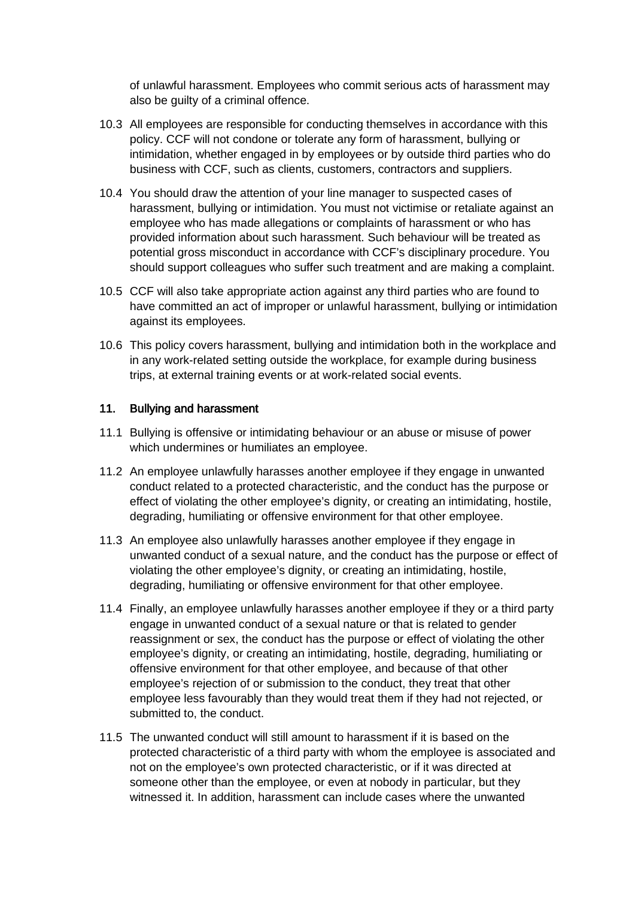of unlawful harassment. Employees who commit serious acts of harassment may also be guilty of a criminal offence.

10.3 All employees are responsible for conducting themselves in accordance with this policy. CCF will not condone or tolerate any form of harassment, bullying or intimidation, whether engaged in by employees or by outside third parties who do business with CCF, such as clients, customers, contractors and suppliers.

10.4 You should draw the attention of your line manager to suspected cases of harassment, bullying or intimidation. You must not victimise or retaliate against an employee who has made allegations or complaints of harassment or who has provided information about such harassment. Such behaviour will be treated as potential gross misconduct in accordance with CCF's disciplinary procedure. You should support colleagues who suffer such treatment and are making a complaint.

10.5 CCF will also take appropriate action against any third parties who are found to have committed an act of improper or unlawful harassment, bullying or intimidation against its employees.

10.6 This policy covers harassment, bullying and intimidation both in the workplace and in any work-related setting outside the workplace, for example during business trips, at external training events or at work-related social events.

## 11. Bullying and harassment

11.1 Bullying is offensive or intimidating behaviour or an abuse or misuse of power which undermines or humiliates an employee.

11.2 An employee unlawfully harasses another employee if they engage in unwanted conduct related to a protected characteristic, and the conduct has the purpose or effect of violating the other employee's dignity, or creating an intimidating, hostile, degrading, humiliating or offensive environment for that other employee.

11.3 An employee also unlawfully harasses another employee if they engage in unwanted conduct of a sexual nature, and the conduct has the purpose or effect of violating the other employee's dignity, or creating an intimidating, hostile, degrading, humiliating or offensive environment for that other employee.

11.4 Finally, an employee unlawfully harasses another employee if they or a third party engage in unwanted conduct of a sexual nature or that is related to gender reassignment or sex, the conduct has the purpose or effect of violating the other employee's dignity, or creating an intimidating, hostile, degrading, humiliating or offensive environment for that other employee, and because of that other employee's rejection of or submission to the conduct, they treat that other employee less favourably than they would treat them if they had not rejected, or submitted to, the conduct.

11.5 The unwanted conduct will still amount to harassment if it is based on the protected characteristic of a third party with whom the employee is associated and not on the employee's own protected characteristic, or if it was directed at someone other than the employee, or even at nobody in particular, but they witnessed it. In addition, harassment can include cases where the unwanted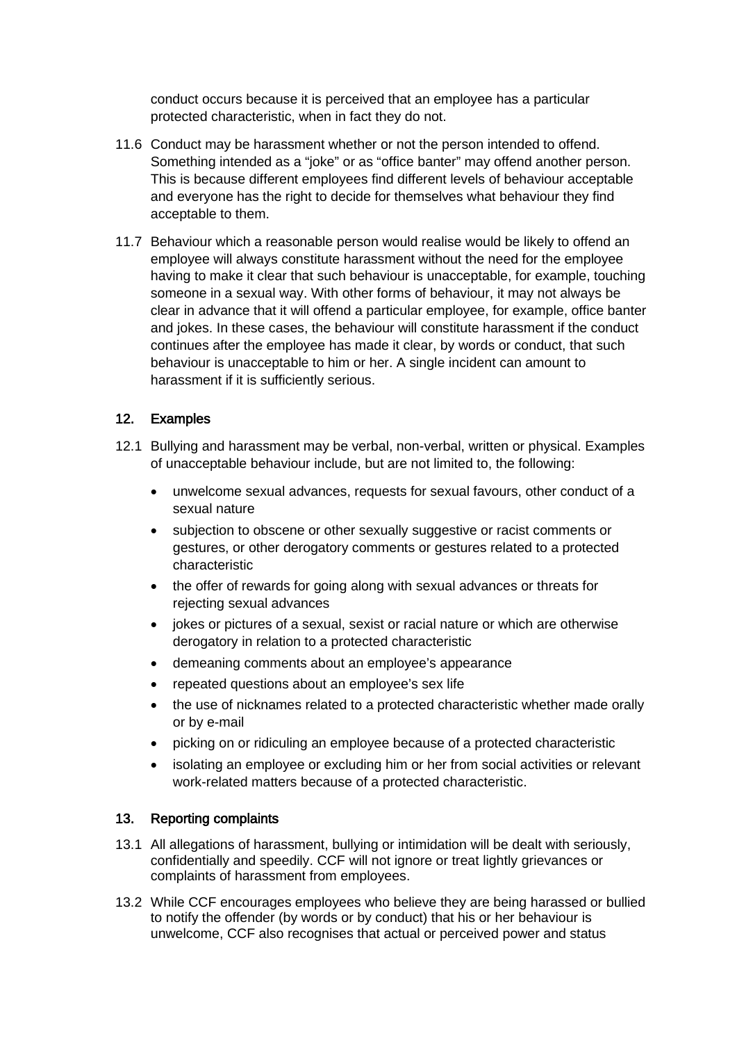conduct occurs because it is perceived that an employee has a particular protected characteristic, when in fact they do not.

11.6 Conduct may be harassment whether or not the person intended to offend. Something intended as a "joke" or as "office banter" may offend another person. This is because different employees find different levels of behaviour acceptable and everyone has the right to decide for themselves what behaviour they find acceptable to them.

11.7 Behaviour which a reasonable person would realise would be likely to offend an employee will always constitute harassment without the need for the employee having to make it clear that such behaviour is unacceptable, for example, touching someone in a sexual way. With other forms of behaviour, it may not always be clear in advance that it will offend a particular employee, for example, office banter and jokes. In these cases, the behaviour will constitute harassment if the conduct continues after the employee has made it clear, by words or conduct, that such behaviour is unacceptable to him or her. A single incident can amount to harassment if it is sufficiently serious.

## 12. Examples

12.1 Bullying and harassment may be verbal, non-verbal, written or physical. Examples of unacceptable behaviour include, but are not limited to, the following:

- unwelcome sexual advances, requests for sexual favours, other conduct of a sexual nature
- subjection to obscene or other sexually suggestive or racist comments or gestures, or other derogatory comments or gestures related to a protected characteristic
- the offer of rewards for going along with sexual advances or threats for rejecting sexual advances
- jokes or pictures of a sexual, sexist or racial nature or which are otherwise derogatory in relation to a protected characteristic
- demeaning comments about an employee's appearance
- repeated questions about an employee's sex life
- the use of nicknames related to a protected characteristic whether made orally or by e-mail
- picking on or ridiculing an employee because of a protected characteristic
- isolating an employee or excluding him or her from social activities or relevant work-related matters because of a protected characteristic.

## 13. Reporting complaints

13.1 All allegations of harassment, bullying or intimidation will be dealt with seriously, confidentially and speedily. CCF will not ignore or treat lightly grievances or complaints of harassment from employees.

13.2 While CCF encourages employees who believe they are being harassed or bullied to notify the offender (by words or by conduct) that his or her behaviour is unwelcome, CCF also recognises that actual or perceived power and status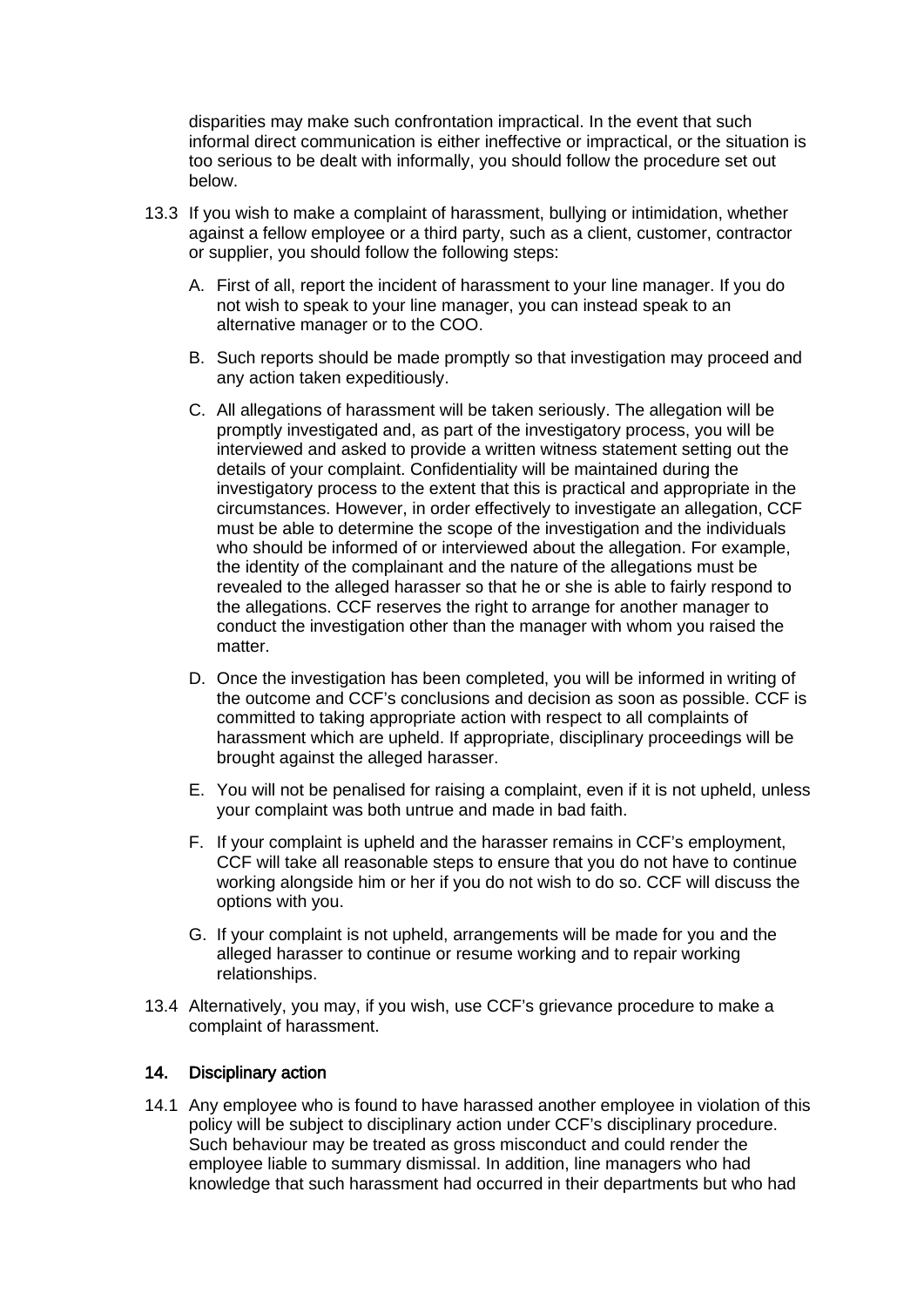disparities may make such confrontation impractical. In the event that such informal direct communication is either ineffective or impractical, or the situation is too serious to be dealt with informally, you should follow the procedure set out below.

13.3 If you wish to make a complaint of harassment, bullying or intimidation, whether against a fellow employee or a third party, such as a client, customer, contractor or supplier, you should follow the following steps:

A. First of all, report the incident of harassment to your line manager. If you do not wish to speak to your line manager, you can instead speak to an alternative manager or to the COO.

B. Such reports should be made promptly so that investigation may proceed and any action taken expeditiously.

C. All allegations of harassment will be taken seriously. The allegation will be promptly investigated and, as part of the investigatory process, you will be interviewed and asked to provide a written witness statement setting out the details of your complaint. Confidentiality will be maintained during the investigatory process to the extent that this is practical and appropriate in the circumstances. However, in order effectively to investigate an allegation, CCF must be able to determine the scope of the investigation and the individuals who should be informed of or interviewed about the allegation. For example, the identity of the complainant and the nature of the allegations must be revealed to the alleged harasser so that he or she is able to fairly respond to the allegations. CCF reserves the right to arrange for another manager to conduct the investigation other than the manager with whom you raised the matter.

D. Once the investigation has been completed, you will be informed in writing of the outcome and CCF's conclusions and decision as soon as possible. CCF is committed to taking appropriate action with respect to all complaints of harassment which are upheld. If appropriate, disciplinary proceedings will be brought against the alleged harasser.

E. You will not be penalised for raising a complaint, even if it is not upheld, unless your complaint was both untrue and made in bad faith.

F. If your complaint is upheld and the harasser remains in CCF's employment, CCF will take all reasonable steps to ensure that you do not have to continue working alongside him or her if you do not wish to do so. CCF will discuss the options with you.

G. If your complaint is not upheld, arrangements will be made for you and the alleged harasser to continue or resume working and to repair working relationships.

13.4 Alternatively, you may, if you wish, use CCF's grievance procedure to make a complaint of harassment.

## 14. Disciplinary action

14.1 Any employee who is found to have harassed another employee in violation of this policy will be subject to disciplinary action under CCF's disciplinary procedure. Such behaviour may be treated as gross misconduct and could render the employee liable to summary dismissal. In addition, line managers who had knowledge that such harassment had occurred in their departments but who had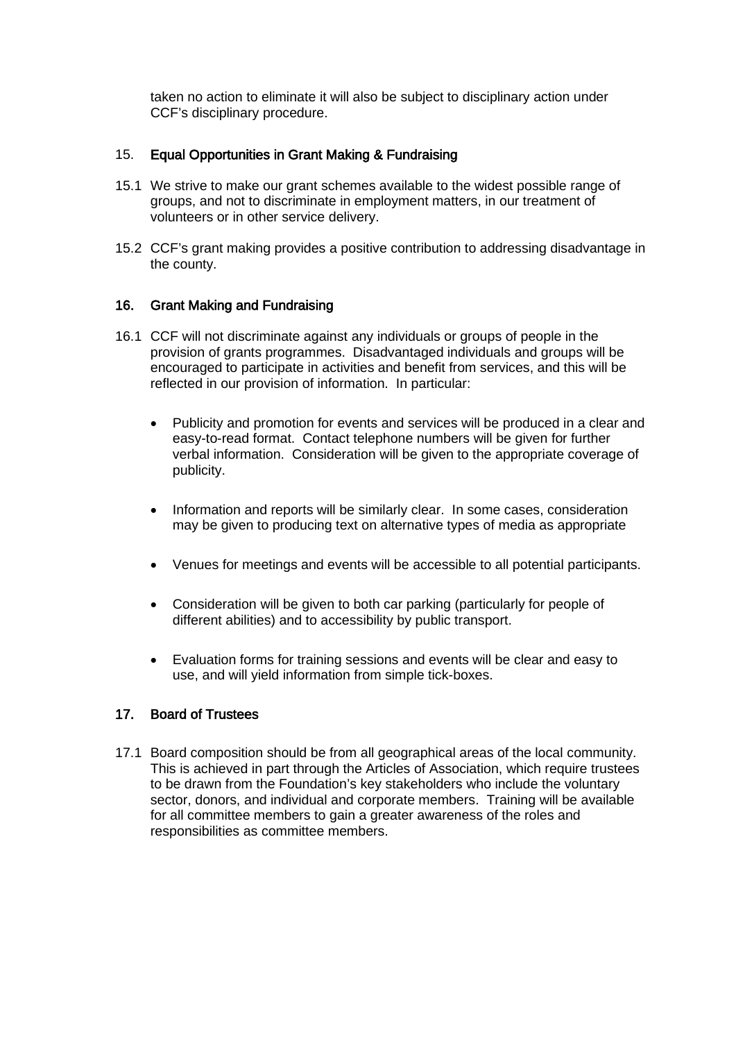taken no action to eliminate it will also be subject to disciplinary action under CCF's disciplinary procedure.

## 15. Equal Opportunities in Grant Making & Fundraising

15.1 We strive to make our grant schemes available to the widest possible range of groups, and not to discriminate in employment matters, in our treatment of volunteers or in other service delivery.

15.2 CCF's grant making provides a positive contribution to addressing disadvantage in the county.

## 16. Grant Making and Fundraising

16.1 CCF will not discriminate against any individuals or groups of people in the provision of grants programmes. Disadvantaged individuals and groups will be encouraged to participate in activities and benefit from services, and this will be reflected in our provision of information. In particular:

- Publicity and promotion for events and services will be produced in a clear and easy-to-read format. Contact telephone numbers will be given for further verbal information. Consideration will be given to the appropriate coverage of publicity.

- Information and reports will be similarly clear. In some cases, consideration may be given to producing text on alternative types of media as appropriate

- Venues for meetings and events will be accessible to all potential participants.

- Consideration will be given to both car parking (particularly for people of different abilities) and to accessibility by public transport.

- Evaluation forms for training sessions and events will be clear and easy to use, and will yield information from simple tick-boxes.

## 17. Board of Trustees

17.1 Board composition should be from all geographical areas of the local community. This is achieved in part through the Articles of Association, which require trustees to be drawn from the Foundation's key stakeholders who include the voluntary sector, donors, and individual and corporate members. Training will be available for all committee members to gain a greater awareness of the roles and responsibilities as committee members.